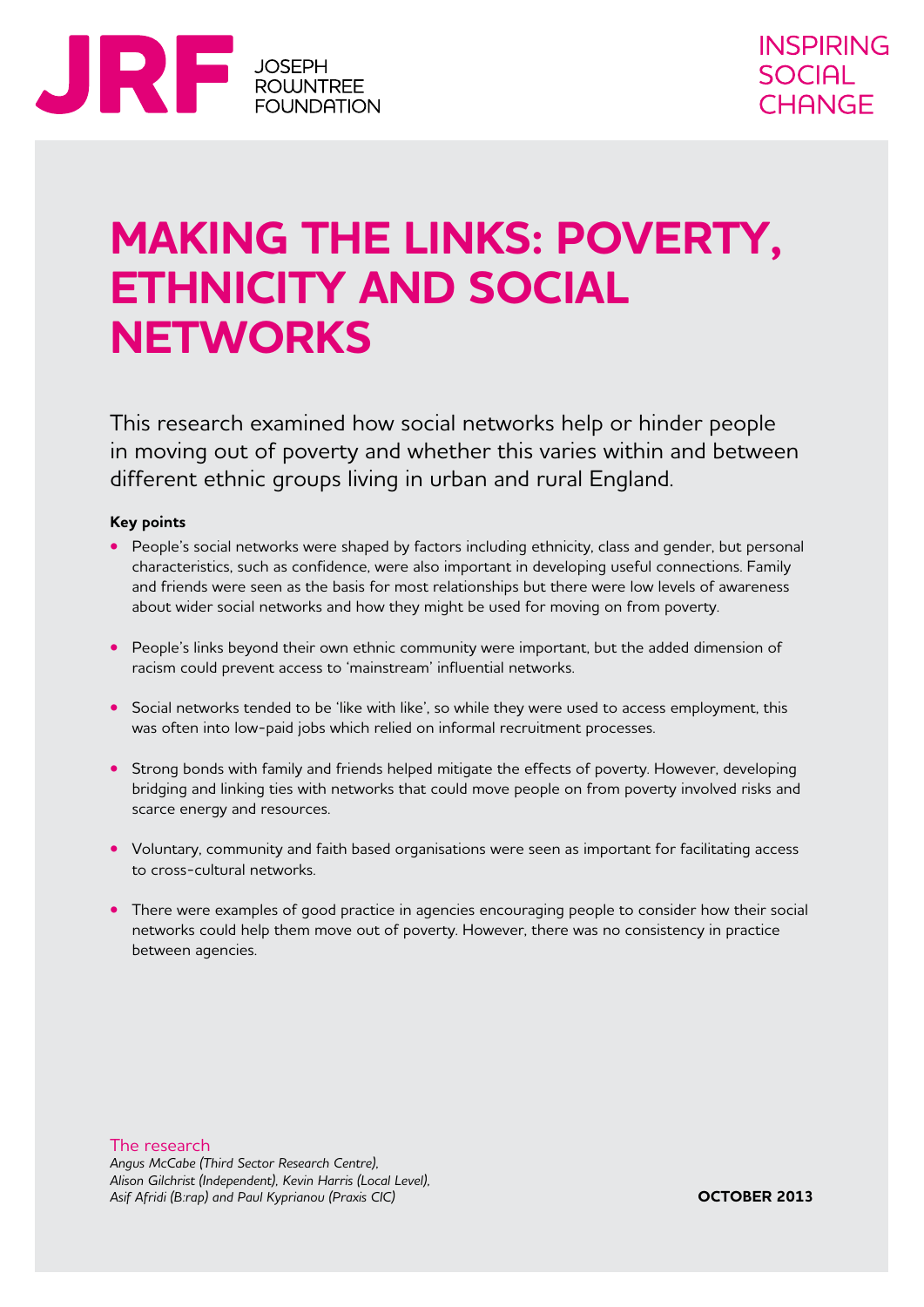JRF JOSEPH ROWNTREE FOUNDATION

INSPIRING SOCIAL CHANGE

# MAKING THE LINKS: POVERTY, ETHNICITY AND SOCIAL NETWORKS

This research examined how social networks help or hinder people in moving out of poverty and whether this varies within and between different ethnic groups living in urban and rural England.

**Key points**

- People's social networks were shaped by factors including ethnicity, class and gender, but personal characteristics, such as confidence, were also important in developing useful connections. Family and friends were seen as the basis for most relationships but there were low levels of awareness about wider social networks and how they might be used for moving on from poverty.
- People's links beyond their own ethnic community were important, but the added dimension of racism could prevent access to 'mainstream' influential networks.
- Social networks tended to be 'like with like', so while they were used to access employment, this was often into low-paid jobs which relied on informal recruitment processes.
- Strong bonds with family and friends helped mitigate the effects of poverty. However, developing bridging and linking ties with networks that could move people on from poverty involved risks and scarce energy and resources.
- Voluntary, community and faith based organisations were seen as important for facilitating access to cross-cultural networks.
- There were examples of good practice in agencies encouraging people to consider how their social networks could help them move out of poverty. However, there was no consistency in practice between agencies.

The research

*Angus McCabe (Third Sector Research Centre), Alison Gilchrist (Independent), Kevin Harris (Local Level), Asif Afridi (B:rap) and Paul Kyprianou (Praxis CIC)*

**OCTOBER 2013**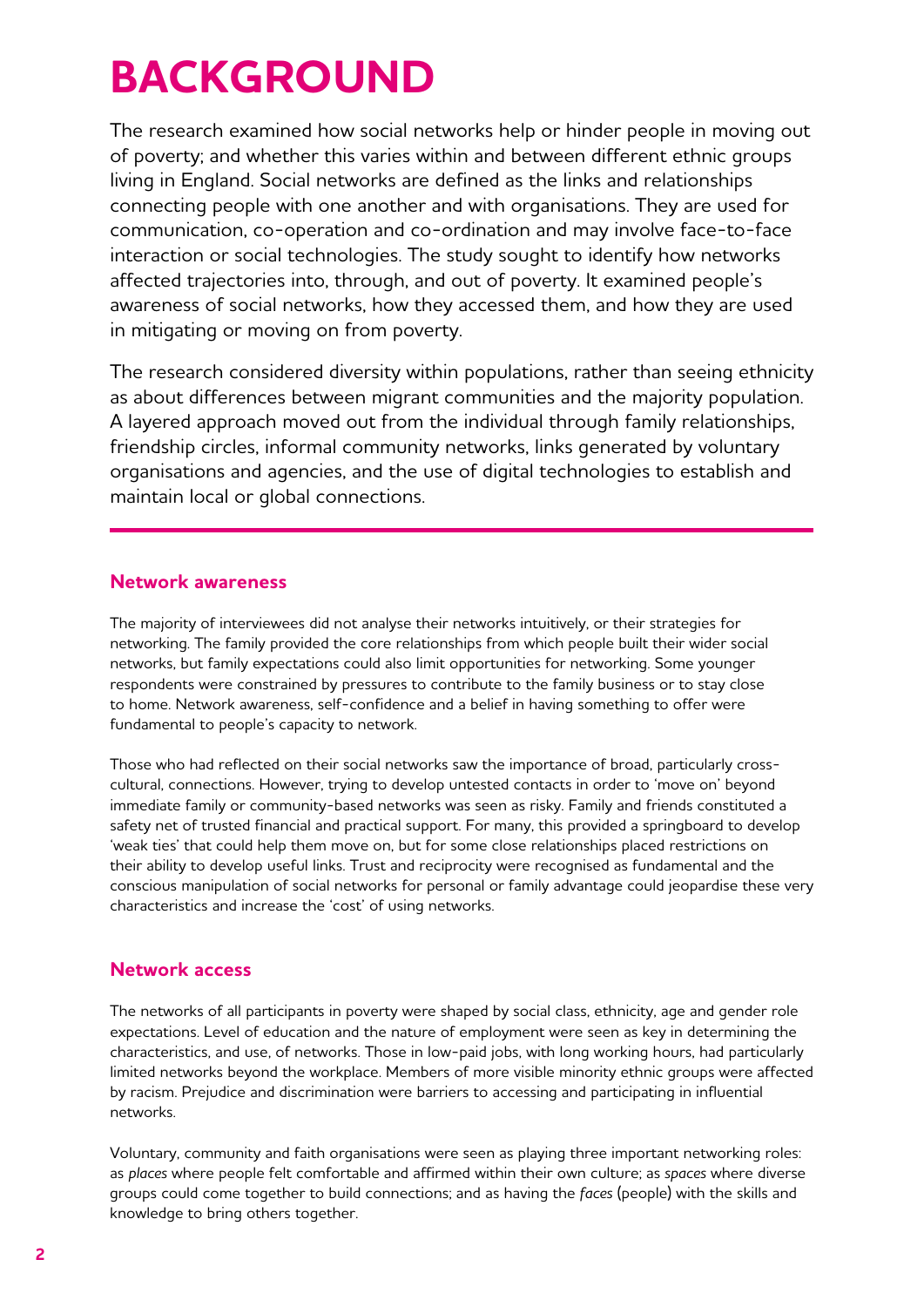# BACKGROUND

The research examined how social networks help or hinder people in moving out of poverty; and whether this varies within and between different ethnic groups living in England. Social networks are defined as the links and relationships connecting people with one another and with organisations. They are used for communication, co-operation and co-ordination and may involve face-to-face interaction or social technologies. The study sought to identify how networks affected trajectories into, through, and out of poverty. It examined people's awareness of social networks, how they accessed them, and how they are used in mitigating or moving on from poverty.

The research considered diversity within populations, rather than seeing ethnicity as about differences between migrant communities and the majority population. A layered approach moved out from the individual through family relationships, friendship circles, informal community networks, links generated by voluntary organisations and agencies, and the use of digital technologies to establish and maintain local or global connections.

## Network awareness

The majority of interviewees did not analyse their networks intuitively, or their strategies for networking. The family provided the core relationships from which people built their wider social networks, but family expectations could also limit opportunities for networking. Some younger respondents were constrained by pressures to contribute to the family business or to stay close to home. Network awareness, self-confidence and a belief in having something to offer were fundamental to people's capacity to network.

Those who had reflected on their social networks saw the importance of broad, particularly cross-cultural, connections. However, trying to develop untested contacts in order to 'move on' beyond immediate family or community-based networks was seen as risky. Family and friends constituted a safety net of trusted financial and practical support. For many, this provided a springboard to develop 'weak ties' that could help them move on, but for some close relationships placed restrictions on their ability to develop useful links. Trust and reciprocity were recognised as fundamental and the conscious manipulation of social networks for personal or family advantage could jeopardise these very characteristics and increase the 'cost' of using networks.

## Network access

The networks of all participants in poverty were shaped by social class, ethnicity, age and gender role expectations. Level of education and the nature of employment were seen as key in determining the characteristics, and use, of networks. Those in low-paid jobs, with long working hours, had particularly limited networks beyond the workplace. Members of more visible minority ethnic groups were affected by racism. Prejudice and discrimination were barriers to accessing and participating in influential networks.

Voluntary, community and faith organisations were seen as playing three important networking roles: as *places* where people felt comfortable and affirmed within their own culture; as *spaces* where diverse groups could come together to build connections; and as having the *faces* (people) with the skills and knowledge to bring others together.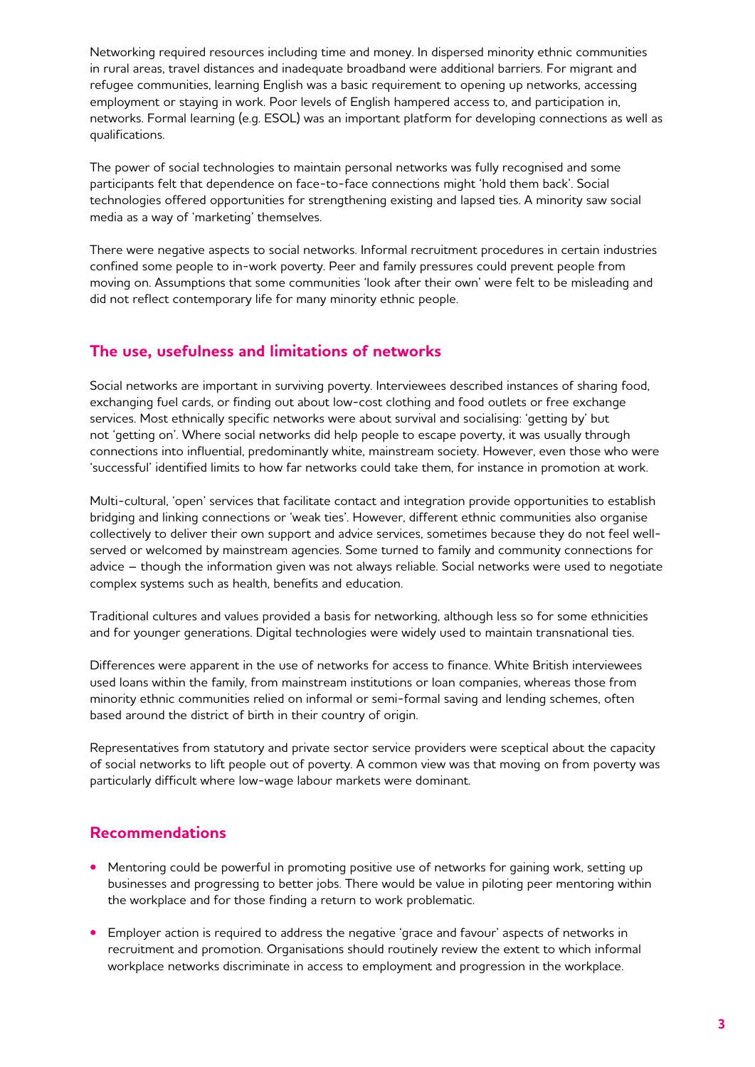Networking required resources including time and money. In dispersed minority ethnic communities in rural areas, travel distances and inadequate broadband were additional barriers. For migrant and refugee communities, learning English was a basic requirement to opening up networks, accessing employment or staying in work. Poor levels of English hampered access to, and participation in, networks. Formal learning (e.g. ESOL) was an important platform for developing connections as well as qualifications.

The power of social technologies to maintain personal networks was fully recognised and some participants felt that dependence on face-to-face connections might 'hold them back'. Social technologies offered opportunities for strengthening existing and lapsed ties. A minority saw social media as a way of 'marketing' themselves.

There were negative aspects to social networks. Informal recruitment procedures in certain industries confined some people to in-work poverty. Peer and family pressures could prevent people from moving on. Assumptions that some communities 'look after their own' were felt to be misleading and did not reflect contemporary life for many minority ethnic people.

## The use, usefulness and limitations of networks

Social networks are important in surviving poverty. Interviewees described instances of sharing food, exchanging fuel cards, or finding out about low-cost clothing and food outlets or free exchange services. Most ethnically specific networks were about survival and socialising: 'getting by' but not 'getting on'. Where social networks did help people to escape poverty, it was usually through connections into influential, predominantly white, mainstream society. However, even those who were 'successful' identified limits to how far networks could take them, for instance in promotion at work.

Multi-cultural, 'open' services that facilitate contact and integration provide opportunities to establish bridging and linking connections or 'weak ties'. However, different ethnic communities also organise collectively to deliver their own support and advice services, sometimes because they do not feel well-served or welcomed by mainstream agencies. Some turned to family and community connections for advice – though the information given was not always reliable. Social networks were used to negotiate complex systems such as health, benefits and education.

Traditional cultures and values provided a basis for networking, although less so for some ethnicities and for younger generations. Digital technologies were widely used to maintain transnational ties.

Differences were apparent in the use of networks for access to finance. White British interviewees used loans within the family, from mainstream institutions or loan companies, whereas those from minority ethnic communities relied on informal or semi-formal saving and lending schemes, often based around the district of birth in their country of origin.

Representatives from statutory and private sector service providers were sceptical about the capacity of social networks to lift people out of poverty. A common view was that moving on from poverty was particularly difficult where low-wage labour markets were dominant.

## Recommendations

- Mentoring could be powerful in promoting positive use of networks for gaining work, setting up businesses and progressing to better jobs. There would be value in piloting peer mentoring within the workplace and for those finding a return to work problematic.
- Employer action is required to address the negative 'grace and favour' aspects of networks in recruitment and promotion. Organisations should routinely review the extent to which informal workplace networks discriminate in access to employment and progression in the workplace.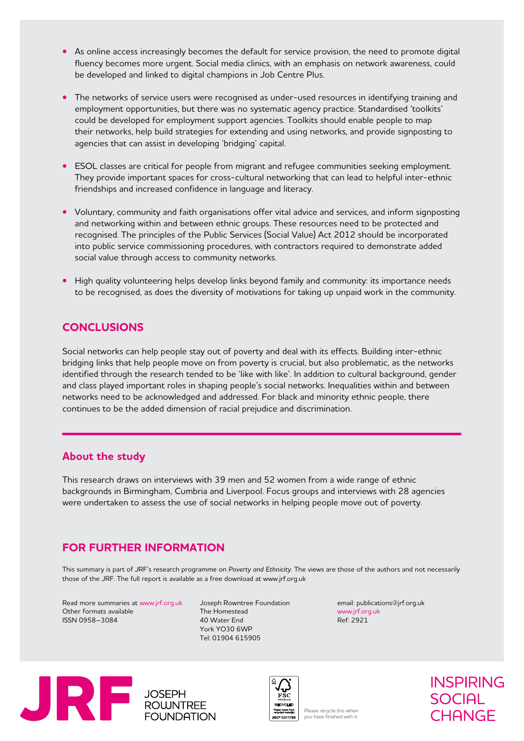- As online access increasingly becomes the default for service provision, the need to promote digital fluency becomes more urgent. Social media clinics, with an emphasis on network awareness, could be developed and linked to digital champions in Job Centre Plus.
- The networks of service users were recognised as under-used resources in identifying training and employment opportunities, but there was no systematic agency practice. Standardised 'toolkits' could be developed for employment support agencies. Toolkits should enable people to map their networks, help build strategies for extending and using networks, and provide signposting to agencies that can assist in developing 'bridging' capital.
- ESOL classes are critical for people from migrant and refugee communities seeking employment. They provide important spaces for cross-cultural networking that can lead to helpful inter-ethnic friendships and increased confidence in language and literacy.
- Voluntary, community and faith organisations offer vital advice and services, and inform signposting and networking within and between ethnic groups. These resources need to be protected and recognised. The principles of the Public Services (Social Value) Act 2012 should be incorporated into public service commissioning procedures, with contractors required to demonstrate added social value through access to community networks.
- High quality volunteering helps develop links beyond family and community: its importance needs to be recognised, as does the diversity of motivations for taking up unpaid work in the community.

## CONCLUSIONS

Social networks can help people stay out of poverty and deal with its effects. Building inter-ethnic bridging links that help people move on from poverty is crucial, but also problematic, as the networks identified through the research tended to be 'like with like'. In addition to cultural background, gender and class played important roles in shaping people's social networks. Inequalities within and between networks need to be acknowledged and addressed. For black and minority ethnic people, there continues to be the added dimension of racial prejudice and discrimination.

## About the study

This research draws on interviews with 39 men and 52 women from a wide range of ethnic backgrounds in Birmingham, Cumbria and Liverpool. Focus groups and interviews with 28 agencies were undertaken to assess the use of social networks in helping people move out of poverty.

## FOR FURTHER INFORMATION

This summary is part of JRF's research programme on *Poverty and Ethnicity*. The views are those of the authors and not necessarily those of the JRF. The full report is available as a free download at www.jrf.org.uk

Read more summaries at www.jrf.org.uk
Other formats available
ISSN 0958–3084

Joseph Rowntree Foundation
The Homestead
40 Water End
York YO30 6WP
Tel: 01904 615905

email: publications@jrf.org.uk
www.jrf.org.uk
Ref: 2921

JRF JOSEPH ROWNTREE FOUNDATION

FSC RECYCLED Paper made from recycled material FSC® C011789

Please recycle this when you have finished with it.

INSPIRING SOCIAL CHANGE